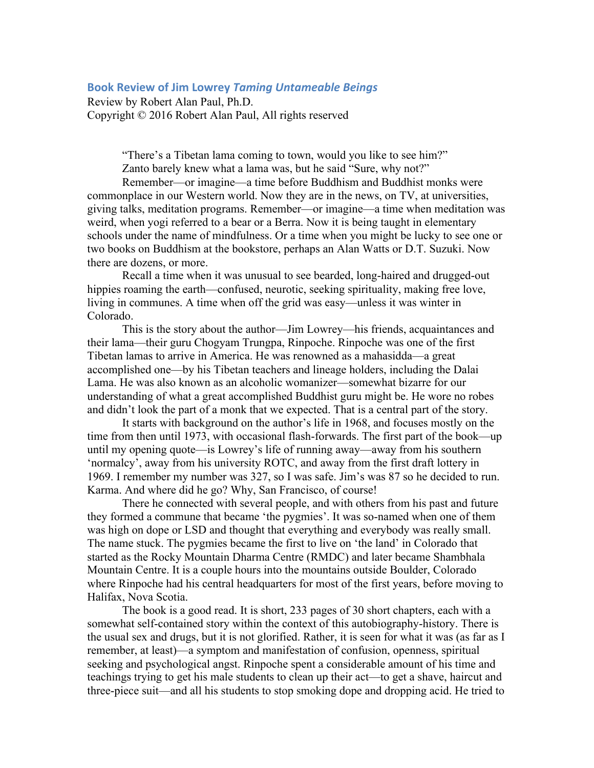## Book Review of Jim Lowrey *Taming Untameable Beings*

Review by Robert Alan Paul, Ph.D.
Copyright © 2016 Robert Alan Paul, All rights reserved

"There's a Tibetan lama coming to town, would you like to see him?"

Zanto barely knew what a lama was, but he said "Sure, why not?"

Remember—or imagine—a time before Buddhism and Buddhist monks were commonplace in our Western world. Now they are in the news, on TV, at universities, giving talks, meditation programs. Remember—or imagine—a time when meditation was weird, when yogi referred to a bear or a Berra. Now it is being taught in elementary schools under the name of mindfulness. Or a time when you might be lucky to see one or two books on Buddhism at the bookstore, perhaps an Alan Watts or D.T. Suzuki. Now there are dozens, or more.

Recall a time when it was unusual to see bearded, long-haired and drugged-out hippies roaming the earth—confused, neurotic, seeking spirituality, making free love, living in communes. A time when off the grid was easy—unless it was winter in Colorado.

This is the story about the author—Jim Lowrey—his friends, acquaintances and their lama—their guru Chogyam Trungpa, Rinpoche. Rinpoche was one of the first Tibetan lamas to arrive in America. He was renowned as a mahasidda—a great accomplished one—by his Tibetan teachers and lineage holders, including the Dalai Lama. He was also known as an alcoholic womanizer—somewhat bizarre for our understanding of what a great accomplished Buddhist guru might be. He wore no robes and didn't look the part of a monk that we expected. That is a central part of the story.

It starts with background on the author's life in 1968, and focuses mostly on the time from then until 1973, with occasional flash-forwards. The first part of the book—up until my opening quote—is Lowrey's life of running away—away from his southern 'normalcy', away from his university ROTC, and away from the first draft lottery in 1969. I remember my number was 327, so I was safe. Jim's was 87 so he decided to run. Karma. And where did he go? Why, San Francisco, of course!

There he connected with several people, and with others from his past and future they formed a commune that became 'the pygmies'. It was so-named when one of them was high on dope or LSD and thought that everything and everybody was really small. The name stuck. The pygmies became the first to live on 'the land' in Colorado that started as the Rocky Mountain Dharma Centre (RMDC) and later became Shambhala Mountain Centre. It is a couple hours into the mountains outside Boulder, Colorado where Rinpoche had his central headquarters for most of the first years, before moving to Halifax, Nova Scotia.

The book is a good read. It is short, 233 pages of 30 short chapters, each with a somewhat self-contained story within the context of this autobiography-history. There is the usual sex and drugs, but it is not glorified. Rather, it is seen for what it was (as far as I remember, at least)—a symptom and manifestation of confusion, openness, spiritual seeking and psychological angst. Rinpoche spent a considerable amount of his time and teachings trying to get his male students to clean up their act—to get a shave, haircut and three-piece suit—and all his students to stop smoking dope and dropping acid. He tried to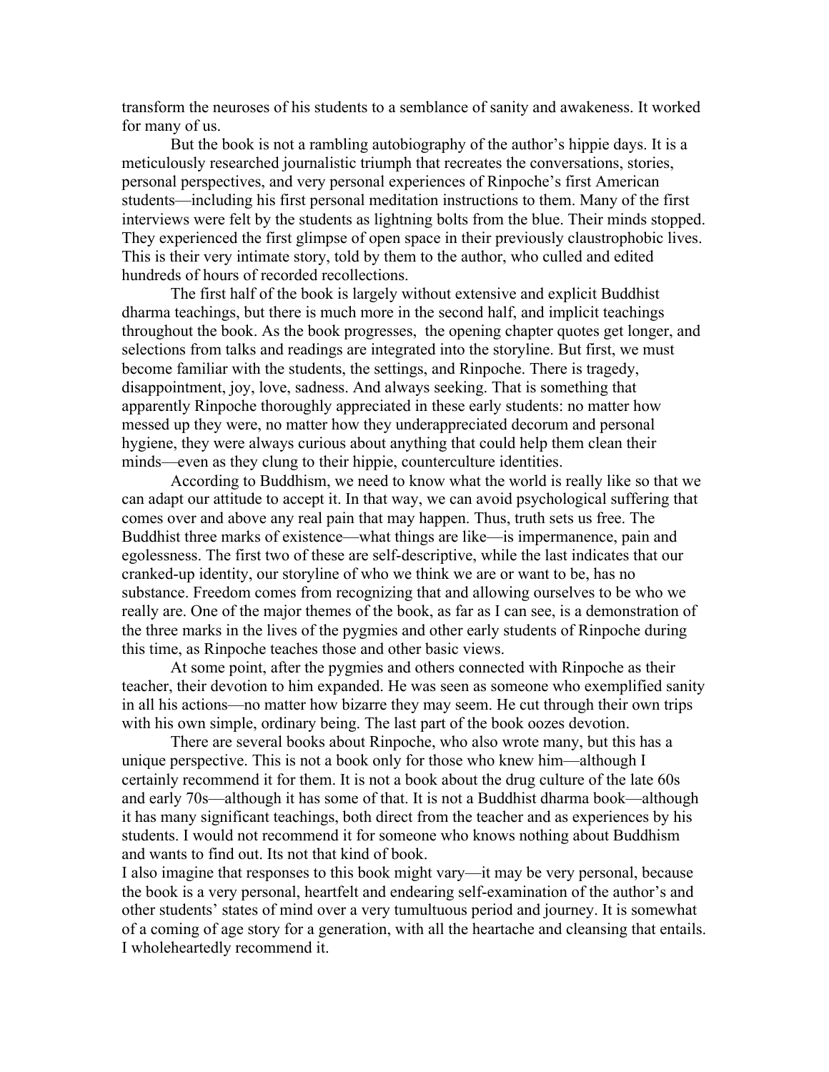transform the neuroses of his students to a semblance of sanity and awakeness. It worked for many of us.

But the book is not a rambling autobiography of the author's hippie days. It is a meticulously researched journalistic triumph that recreates the conversations, stories, personal perspectives, and very personal experiences of Rinpoche's first American students—including his first personal meditation instructions to them. Many of the first interviews were felt by the students as lightning bolts from the blue. Their minds stopped. They experienced the first glimpse of open space in their previously claustrophobic lives. This is their very intimate story, told by them to the author, who culled and edited hundreds of hours of recorded recollections.

The first half of the book is largely without extensive and explicit Buddhist dharma teachings, but there is much more in the second half, and implicit teachings throughout the book. As the book progresses, the opening chapter quotes get longer, and selections from talks and readings are integrated into the storyline. But first, we must become familiar with the students, the settings, and Rinpoche. There is tragedy, disappointment, joy, love, sadness. And always seeking. That is something that apparently Rinpoche thoroughly appreciated in these early students: no matter how messed up they were, no matter how they underappreciated decorum and personal hygiene, they were always curious about anything that could help them clean their minds—even as they clung to their hippie, counterculture identities.

According to Buddhism, we need to know what the world is really like so that we can adapt our attitude to accept it. In that way, we can avoid psychological suffering that comes over and above any real pain that may happen. Thus, truth sets us free. The Buddhist three marks of existence—what things are like—is impermanence, pain and egolessness. The first two of these are self-descriptive, while the last indicates that our cranked-up identity, our storyline of who we think we are or want to be, has no substance. Freedom comes from recognizing that and allowing ourselves to be who we really are. One of the major themes of the book, as far as I can see, is a demonstration of the three marks in the lives of the pygmies and other early students of Rinpoche during this time, as Rinpoche teaches those and other basic views.

At some point, after the pygmies and others connected with Rinpoche as their teacher, their devotion to him expanded. He was seen as someone who exemplified sanity in all his actions—no matter how bizarre they may seem. He cut through their own trips with his own simple, ordinary being. The last part of the book oozes devotion.

There are several books about Rinpoche, who also wrote many, but this has a unique perspective. This is not a book only for those who knew him—although I certainly recommend it for them. It is not a book about the drug culture of the late 60s and early 70s—although it has some of that. It is not a Buddhist dharma book—although it has many significant teachings, both direct from the teacher and as experiences by his students. I would not recommend it for someone who knows nothing about Buddhism and wants to find out. Its not that kind of book.

I also imagine that responses to this book might vary—it may be very personal, because the book is a very personal, heartfelt and endearing self-examination of the author's and other students' states of mind over a very tumultuous period and journey. It is somewhat of a coming of age story for a generation, with all the heartache and cleansing that entails. I wholeheartedly recommend it.